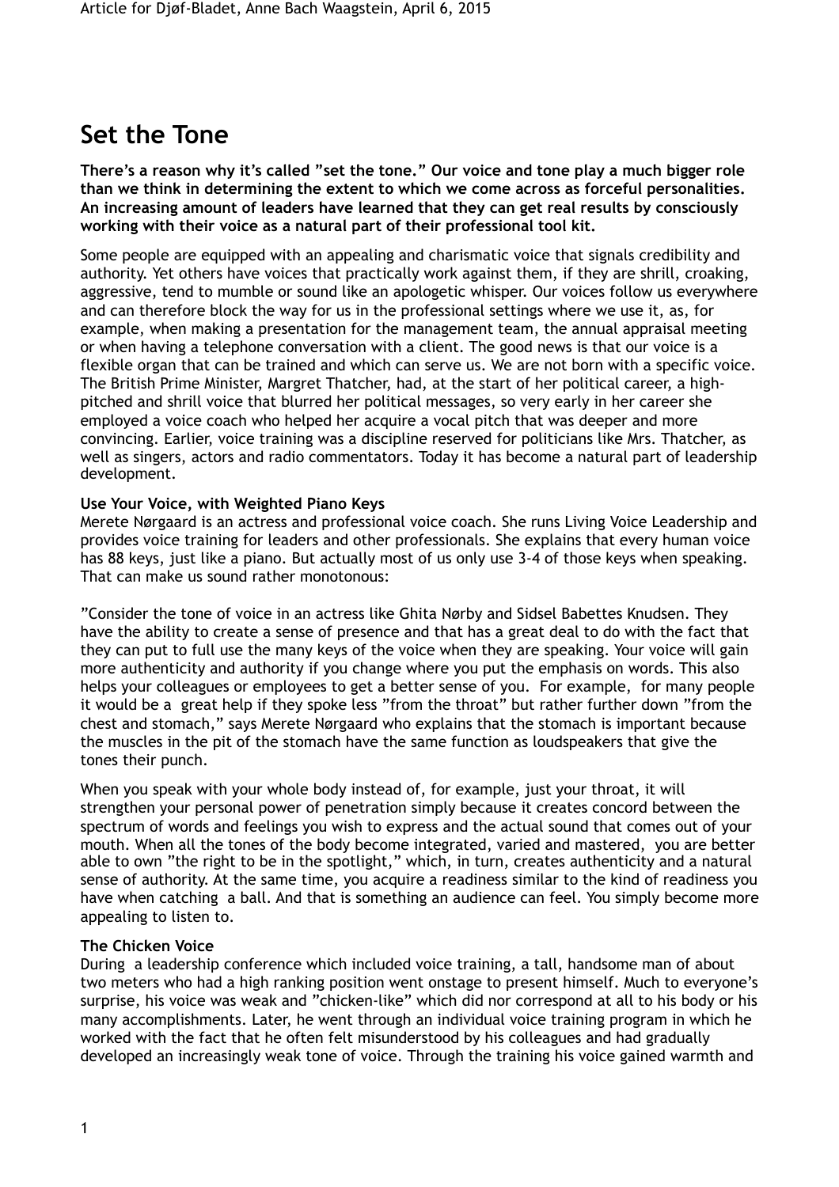# Set the Tone

**There's a reason why it's called "set the tone." Our voice and tone play a much bigger role than we think in determining the extent to which we come across as forceful personalities. An increasing amount of leaders have learned that they can get real results by consciously working with their voice as a natural part of their professional tool kit.**

Some people are equipped with an appealing and charismatic voice that signals credibility and authority. Yet others have voices that practically work against them, if they are shrill, croaking, aggressive, tend to mumble or sound like an apologetic whisper. Our voices follow us everywhere and can therefore block the way for us in the professional settings where we use it, as, for example, when making a presentation for the management team, the annual appraisal meeting or when having a telephone conversation with a client. The good news is that our voice is a flexible organ that can be trained and which can serve us. We are not born with a specific voice. The British Prime Minister, Margret Thatcher, had, at the start of her political career, a high-pitched and shrill voice that blurred her political messages, so very early in her career she employed a voice coach who helped her acquire a vocal pitch that was deeper and more convincing. Earlier, voice training was a discipline reserved for politicians like Mrs. Thatcher, as well as singers, actors and radio commentators. Today it has become a natural part of leadership development.

**Use Your Voice, with Weighted Piano Keys**

Merete Nørgaard is an actress and professional voice coach. She runs Living Voice Leadership and provides voice training for leaders and other professionals. She explains that every human voice has 88 keys, just like a piano. But actually most of us only use 3-4 of those keys when speaking. That can make us sound rather monotonous:

"Consider the tone of voice in an actress like Ghita Nørby and Sidsel Babettes Knudsen. They have the ability to create a sense of presence and that has a great deal to do with the fact that they can put to full use the many keys of the voice when they are speaking. Your voice will gain more authenticity and authority if you change where you put the emphasis on words. This also helps your colleagues or employees to get a better sense of you. For example, for many people it would be a great help if they spoke less "from the throat" but rather further down "from the chest and stomach," says Merete Nørgaard who explains that the stomach is important because the muscles in the pit of the stomach have the same function as loudspeakers that give the tones their punch.

When you speak with your whole body instead of, for example, just your throat, it will strengthen your personal power of penetration simply because it creates concord between the spectrum of words and feelings you wish to express and the actual sound that comes out of your mouth. When all the tones of the body become integrated, varied and mastered, you are better able to own "the right to be in the spotlight," which, in turn, creates authenticity and a natural sense of authority. At the same time, you acquire a readiness similar to the kind of readiness you have when catching a ball. And that is something an audience can feel. You simply become more appealing to listen to.

**The Chicken Voice**

During a leadership conference which included voice training, a tall, handsome man of about two meters who had a high ranking position went onstage to present himself. Much to everyone's surprise, his voice was weak and "chicken-like" which did nor correspond at all to his body or his many accomplishments. Later, he went through an individual voice training program in which he worked with the fact that he often felt misunderstood by his colleagues and had gradually developed an increasingly weak tone of voice. Through the training his voice gained warmth and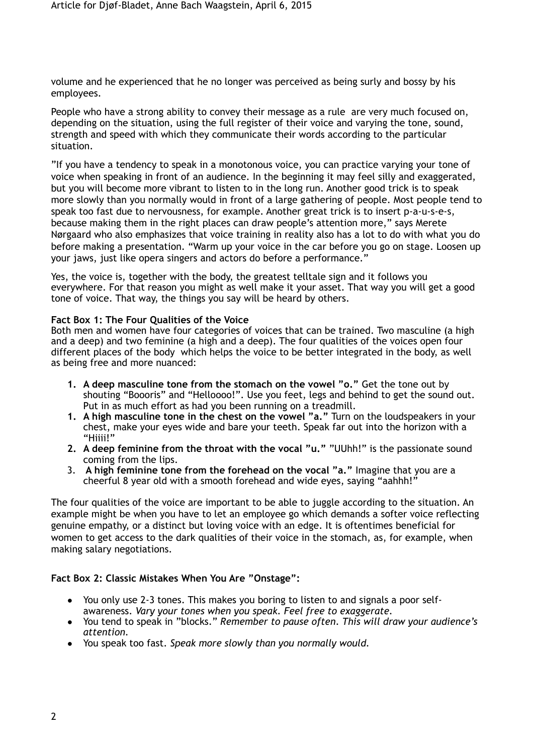volume and he experienced that he no longer was perceived as being surly and bossy by his employees.

People who have a strong ability to convey their message as a rule are very much focused on, depending on the situation, using the full register of their voice and varying the tone, sound, strength and speed with which they communicate their words according to the particular situation.

"If you have a tendency to speak in a monotonous voice, you can practice varying your tone of voice when speaking in front of an audience. In the beginning it may feel silly and exaggerated, but you will become more vibrant to listen to in the long run. Another good trick is to speak more slowly than you normally would in front of a large gathering of people. Most people tend to speak too fast due to nervousness, for example. Another great trick is to insert p-a-u-s-e-s, because making them in the right places can draw people's attention more," says Merete Nørgaard who also emphasizes that voice training in reality also has a lot to do with what you do before making a presentation. "Warm up your voice in the car before you go on stage. Loosen up your jaws, just like opera singers and actors do before a performance."

Yes, the voice is, together with the body, the greatest telltale sign and it follows you everywhere. For that reason you might as well make it your asset. That way you will get a good tone of voice. That way, the things you say will be heard by others.

**Fact Box 1: The Four Qualities of the Voice**

Both men and women have four categories of voices that can be trained. Two masculine (a high and a deep) and two feminine (a high and a deep). The four qualities of the voices open four different places of the body which helps the voice to be better integrated in the body, as well as being free and more nuanced:

1. **A deep masculine tone from the stomach on the vowel "o."** Get the tone out by shouting "Boooris" and "Helloooo!". Use you feet, legs and behind to get the sound out. Put in as much effort as had you been running on a treadmill.
1. **A high masculine tone in the chest on the vowel "a."** Turn on the loudspeakers in your chest, make your eyes wide and bare your teeth. Speak far out into the horizon with a "Hiiii!"
2. **A deep feminine from the throat with the vocal "u."** "UUhh!" is the passionate sound coming from the lips.
3. **A high feminine tone from the forehead on the vocal "a."** Imagine that you are a cheerful 8 year old with a smooth forehead and wide eyes, saying "aahhh!"

The four qualities of the voice are important to be able to juggle according to the situation. An example might be when you have to let an employee go which demands a softer voice reflecting genuine empathy, or a distinct but loving voice with an edge. It is oftentimes beneficial for women to get access to the dark qualities of their voice in the stomach, as, for example, when making salary negotiations.

**Fact Box 2: Classic Mistakes When You Are "Onstage":**

- You only use 2-3 tones. This makes you boring to listen to and signals a poor self-awareness. *Vary your tones when you speak. Feel free to exaggerate.*
- You tend to speak in "blocks." *Remember to pause often. This will draw your audience's attention.*
- You speak too fast. *Speak more slowly than you normally would.*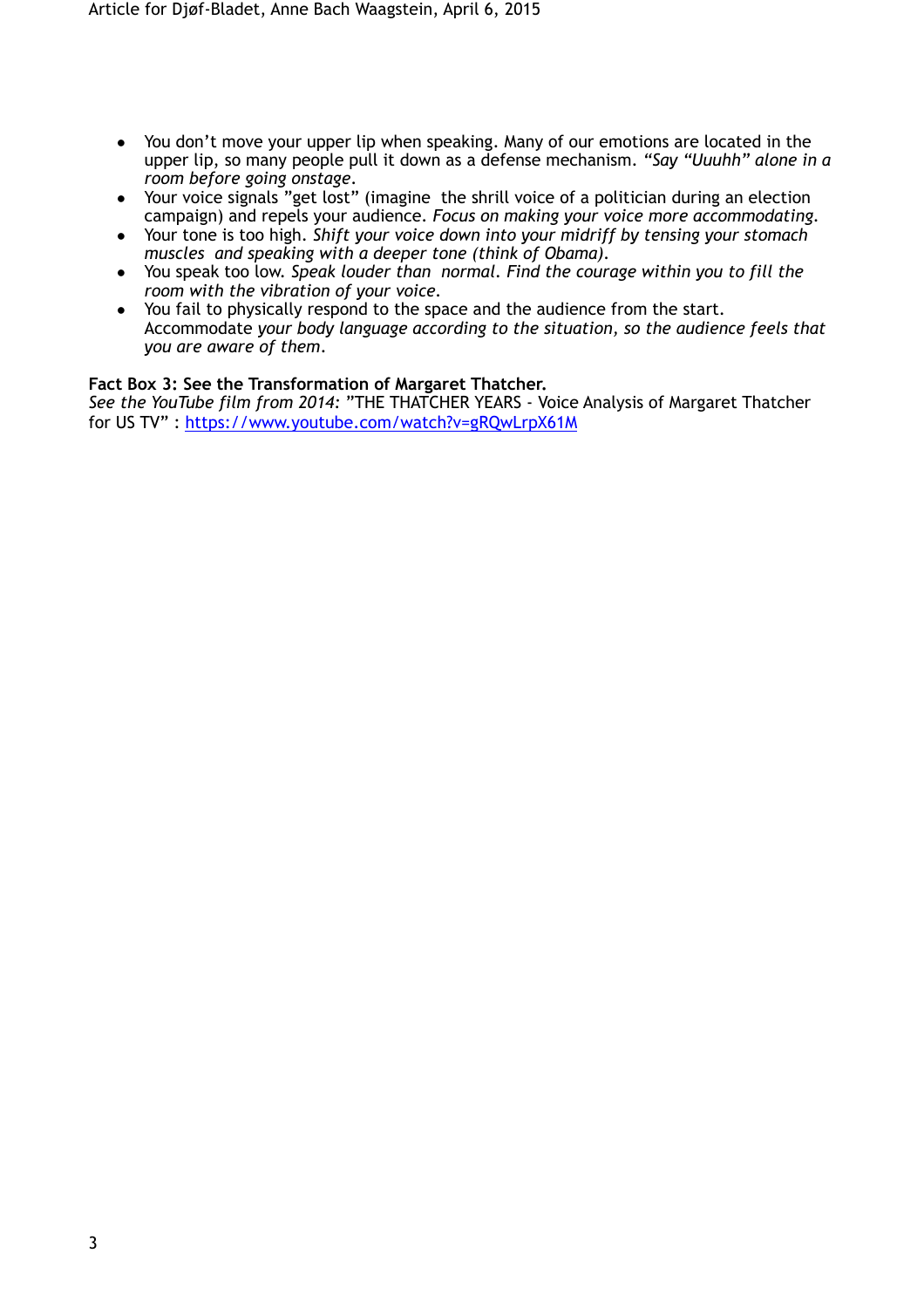- You don't move your upper lip when speaking. Many of our emotions are located in the upper lip, so many people pull it down as a defense mechanism. *"Say "Uuuhh" alone in a room before going onstage.*
- Your voice signals "get lost" (imagine the shrill voice of a politician during an election campaign) and repels your audience. *Focus on making your voice more accommodating.*
- Your tone is too high. *Shift your voice down into your midriff by tensing your stomach muscles and speaking with a deeper tone (think of Obama).*
- You speak too low. *Speak louder than normal. Find the courage within you to fill the room with the vibration of your voice.*
- You fail to physically respond to the space and the audience from the start. Accommodate *your body language according to the situation, so the audience feels that you are aware of them.*

**Fact Box 3: See the Transformation of Margaret Thatcher.**
*See the YouTube film from 2014:* "THE THATCHER YEARS - Voice Analysis of Margaret Thatcher for US TV" : https://www.youtube.com/watch?v=gRQwLrpX61M